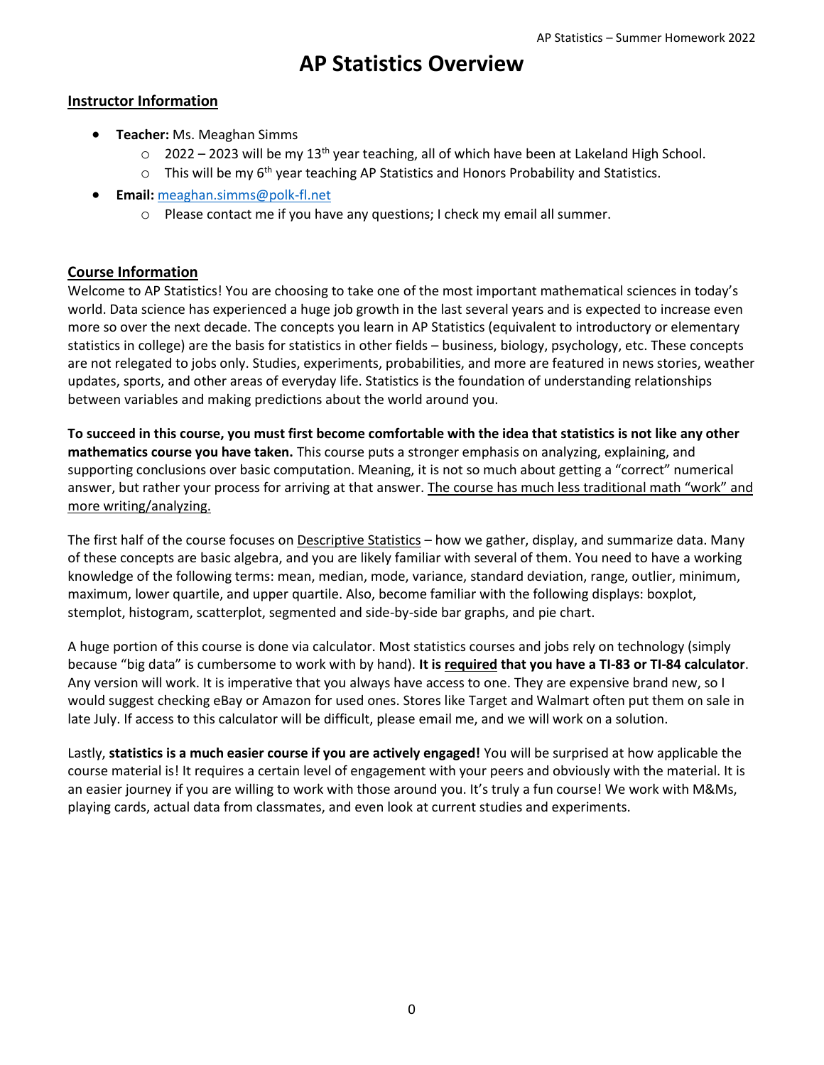# AP Statistics Overview

## Instructor Information

- **Teacher:** Ms. Meaghan Simms
  - 2022 – 2023 will be my 13th year teaching, all of which have been at Lakeland High School.
  - This will be my 6th year teaching AP Statistics and Honors Probability and Statistics.
- **Email:** meaghan.simms@polk-fl.net
  - Please contact me if you have any questions; I check my email all summer.

## Course Information

Welcome to AP Statistics! You are choosing to take one of the most important mathematical sciences in today's world. Data science has experienced a huge job growth in the last several years and is expected to increase even more so over the next decade. The concepts you learn in AP Statistics (equivalent to introductory or elementary statistics in college) are the basis for statistics in other fields – business, biology, psychology, etc. These concepts are not relegated to jobs only. Studies, experiments, probabilities, and more are featured in news stories, weather updates, sports, and other areas of everyday life. Statistics is the foundation of understanding relationships between variables and making predictions about the world around you.

**To succeed in this course, you must first become comfortable with the idea that statistics is not like any other mathematics course you have taken.** This course puts a stronger emphasis on analyzing, explaining, and supporting conclusions over basic computation. Meaning, it is not so much about getting a "correct" numerical answer, but rather your process for arriving at that answer. The course has much less traditional math "work" and more writing/analyzing.

The first half of the course focuses on Descriptive Statistics – how we gather, display, and summarize data. Many of these concepts are basic algebra, and you are likely familiar with several of them. You need to have a working knowledge of the following terms: mean, median, mode, variance, standard deviation, range, outlier, minimum, maximum, lower quartile, and upper quartile. Also, become familiar with the following displays: boxplot, stemplot, histogram, scatterplot, segmented and side-by-side bar graphs, and pie chart.

A huge portion of this course is done via calculator. Most statistics courses and jobs rely on technology (simply because "big data" is cumbersome to work with by hand). **It is required that you have a TI-83 or TI-84 calculator**. Any version will work. It is imperative that you always have access to one. They are expensive brand new, so I would suggest checking eBay or Amazon for used ones. Stores like Target and Walmart often put them on sale in late July. If access to this calculator will be difficult, please email me, and we will work on a solution.

Lastly, **statistics is a much easier course if you are actively engaged!** You will be surprised at how applicable the course material is! It requires a certain level of engagement with your peers and obviously with the material. It is an easier journey if you are willing to work with those around you. It's truly a fun course! We work with M&Ms, playing cards, actual data from classmates, and even look at current studies and experiments.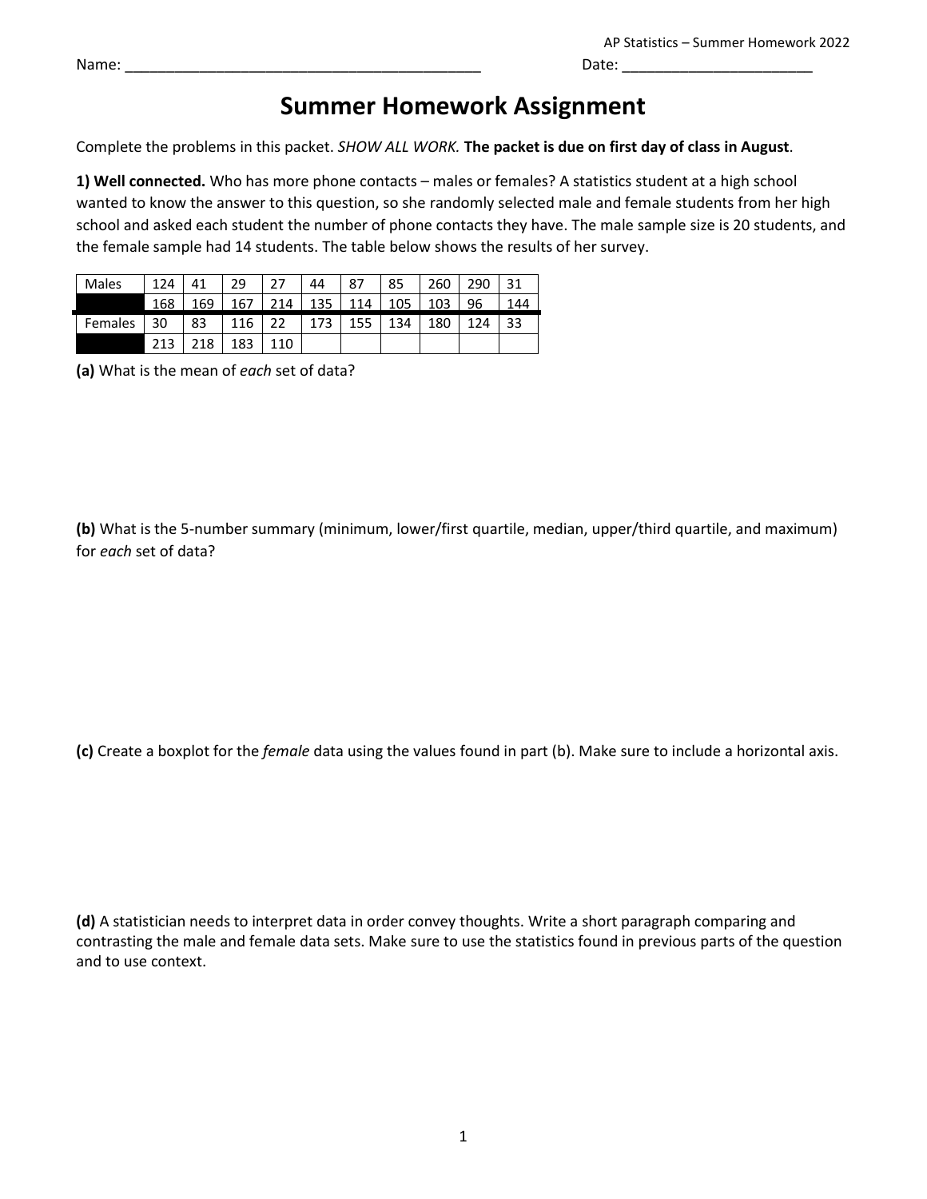AP Statistics – Summer Homework 2022

Name: ____________________________________________ Date: ________________________

# Summer Homework Assignment

Complete the problems in this packet. *SHOW ALL WORK.* **The packet is due on first day of class in August**.

**1) Well connected.** Who has more phone contacts – males or females? A statistics student at a high school wanted to know the answer to this question, so she randomly selected male and female students from her high school and asked each student the number of phone contacts they have. The male sample size is 20 students, and the female sample had 14 students. The table below shows the results of her survey.

| Males | 124 | 41 | 29 | 27 | 44 | 87 | 85 | 260 | 290 | 31 |
|---|---|---|---|---|---|---|---|---|---|---|
| | 168 | 169 | 167 | 214 | 135 | 114 | 105 | 103 | 96 | 144 |
| Females | 30 | 83 | 116 | 22 | 173 | 155 | 134 | 180 | 124 | 33 |
| | 213 | 218 | 183 | 110 | | | | | | |

**(a)** What is the mean of *each* set of data?

**(b)** What is the 5-number summary (minimum, lower/first quartile, median, upper/third quartile, and maximum) for *each* set of data?

**(c)** Create a boxplot for the *female* data using the values found in part (b). Make sure to include a horizontal axis.

**(d)** A statistician needs to interpret data in order convey thoughts. Write a short paragraph comparing and contrasting the male and female data sets. Make sure to use the statistics found in previous parts of the question and to use context.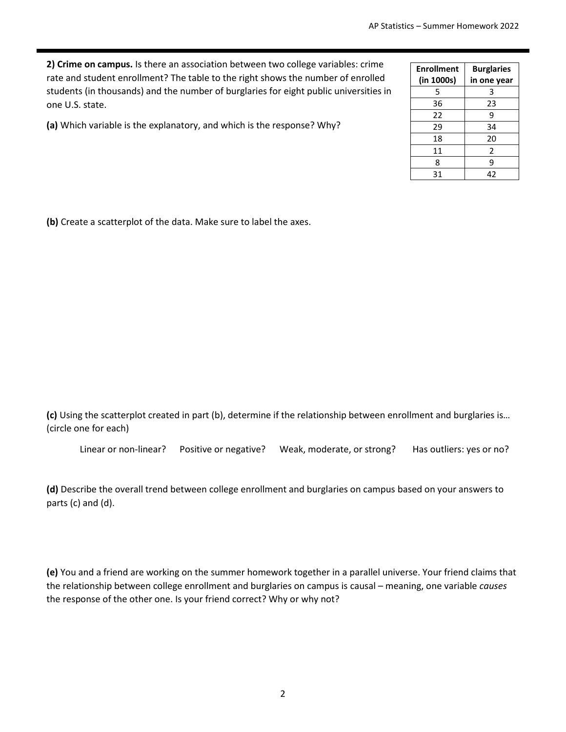**2) Crime on campus.** Is there an association between two college variables: crime rate and student enrollment? The table to the right shows the number of enrolled students (in thousands) and the number of burglaries for eight public universities in one U.S. state.

| Enrollment (in 1000s) | Burglaries in one year |
|---|---|
| 5 | 3 |
| 36 | 23 |
| 22 | 9 |
| 29 | 34 |
| 18 | 20 |
| 11 | 2 |
| 8 | 9 |
| 31 | 42 |

**(a)** Which variable is the explanatory, and which is the response? Why?

**(b)** Create a scatterplot of the data. Make sure to label the axes.

**(c)** Using the scatterplot created in part (b), determine if the relationship between enrollment and burglaries is… (circle one for each)

Linear or non-linear? Positive or negative? Weak, moderate, or strong? Has outliers: yes or no?

**(d)** Describe the overall trend between college enrollment and burglaries on campus based on your answers to parts (c) and (d).

**(e)** You and a friend are working on the summer homework together in a parallel universe. Your friend claims that the relationship between college enrollment and burglaries on campus is causal – meaning, one variable *causes* the response of the other one. Is your friend correct? Why or why not?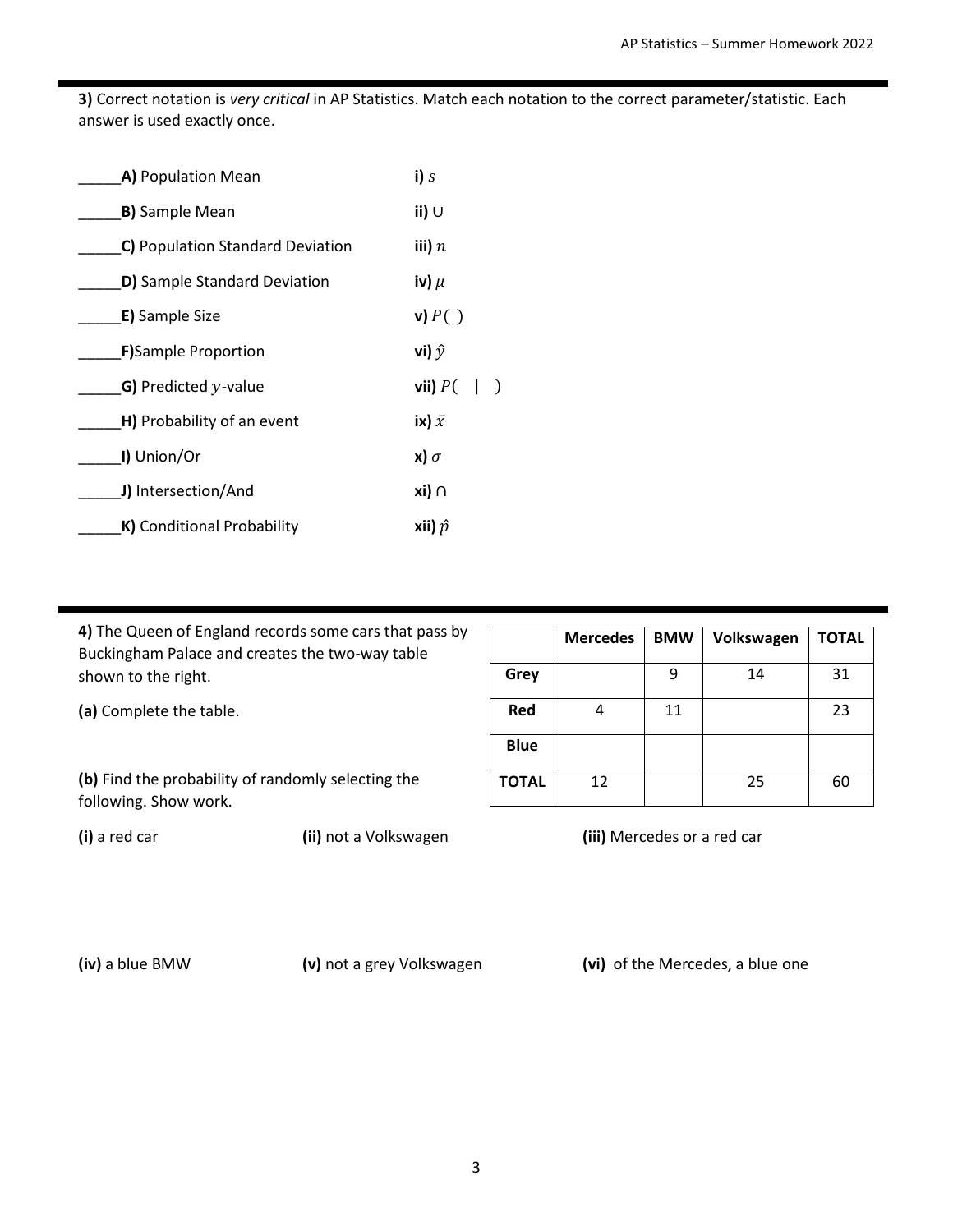**3)** Correct notation is *very critical* in AP Statistics. Match each notation to the correct parameter/statistic. Each answer is used exactly once.

| | |
|---|---|
| _____**A)** Population Mean | **i)** $s$ |
| _____**B)** Sample Mean | **ii)** $\cup$ |
| _____**C)** Population Standard Deviation | **iii)** $n$ |
| _____**D)** Sample Standard Deviation | **iv)** $\mu$ |
| _____**E)** Sample Size | **v)** $P(\ )$ |
| _____**F)** Sample Proportion | **vi)** $\hat{y}$ |
| _____**G)** Predicted $y$-value | **vii)** $P(\ \mid\ )$ |
| _____**H)** Probability of an event | **ix)** $\bar{x}$ |
| _____**I)** Union/Or | **x)** $\sigma$ |
| _____**J)** Intersection/And | **xi)** $\cap$ |
| _____**K)** Conditional Probability | **xii)** $\hat{p}$ |

**4)** The Queen of England records some cars that pass by Buckingham Palace and creates the two-way table shown to the right.

| | **Mercedes** | **BMW** | **Volkswagen** | **TOTAL** |
|---|---|---|---|---|
| **Grey** | | 9 | 14 | 31 |
| **Red** | 4 | 11 | | 23 |
| **Blue** | | | | |
| **TOTAL** | 12 | | 25 | 60 |

**(a)** Complete the table.

**(b)** Find the probability of randomly selecting the following. Show work.

**(i)** a red car

**(ii)** not a Volkswagen

**(iii)** Mercedes or a red car

**(iv)** a blue BMW

**(v)** not a grey Volkswagen

**(vi)** of the Mercedes, a blue one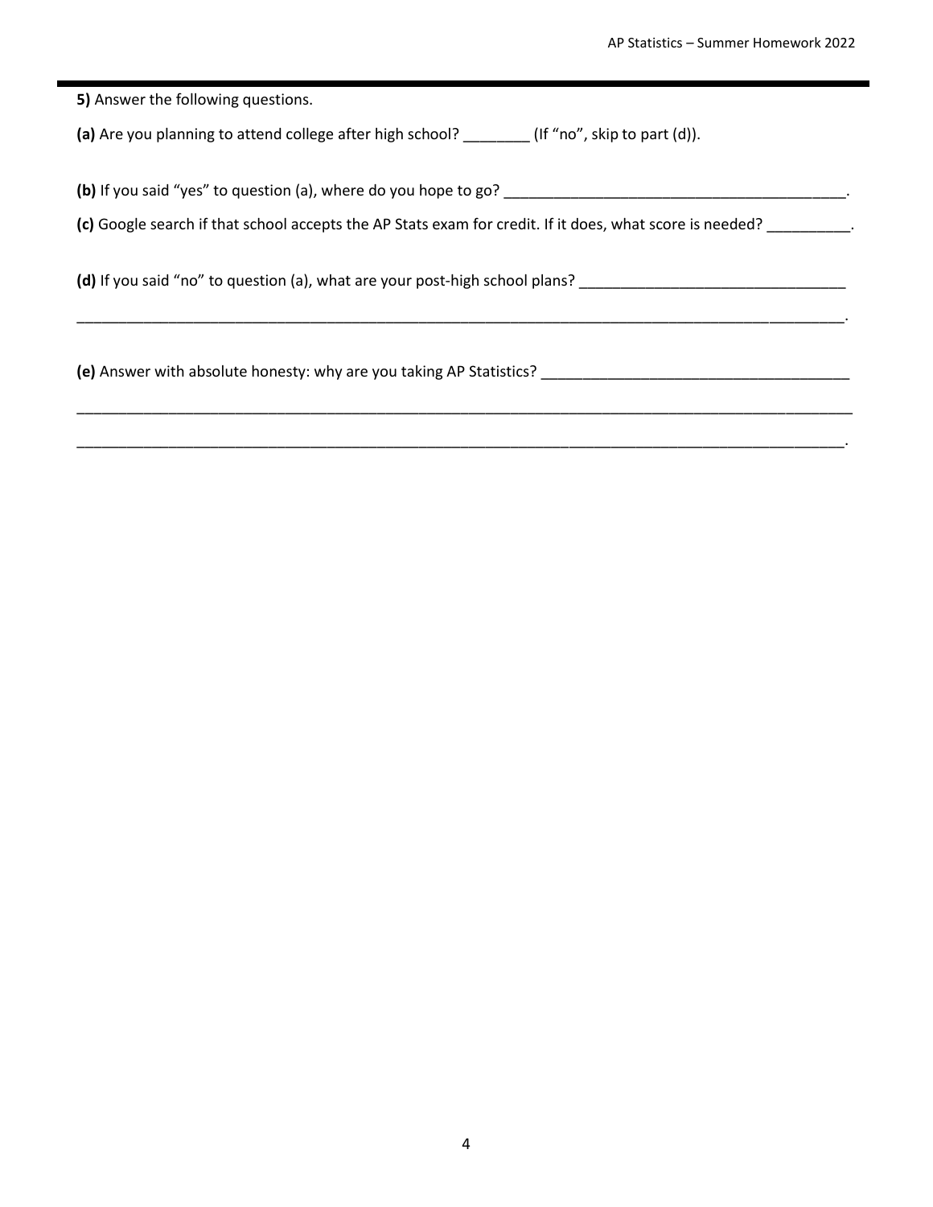**5)** Answer the following questions.

**(a)** Are you planning to attend college after high school? ________ (If "no", skip to part (d)).

**(b)** If you said "yes" to question (a), where do you hope to go? ________________________________________.

**(c)** Google search if that school accepts the AP Stats exam for credit. If it does, what score is needed? __________.

**(d)** If you said "no" to question (a), what are your post-high school plans? _______________________________

_______________________________________________________________________________________________.

**(e)** Answer with absolute honesty: why are you taking AP Statistics? ____________________________________

_______________________________________________________________________________________________

_______________________________________________________________________________________________.